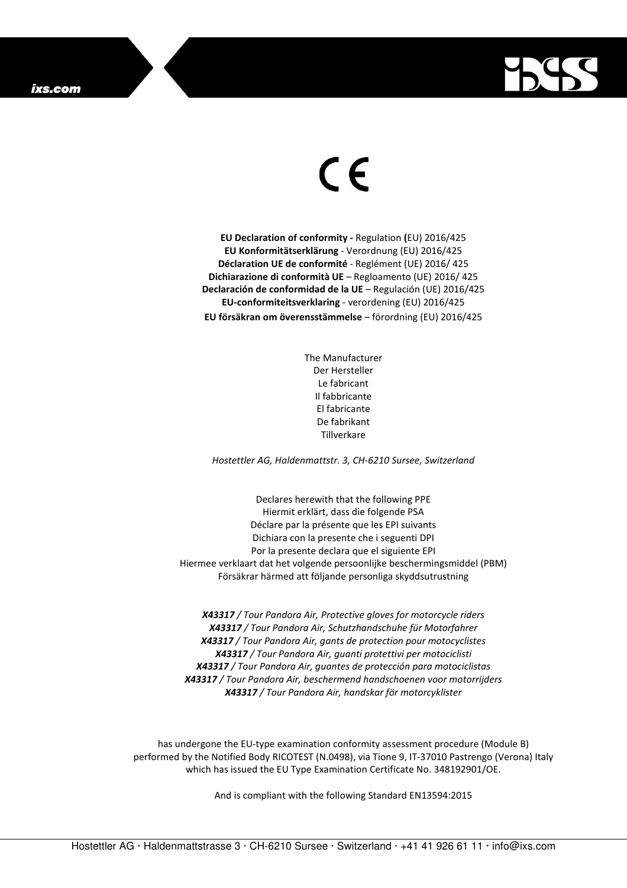CE

**EU Declaration of conformity -** Regulation **(**EU) 2016/425
**EU Konformitätserklärung** - Verordnung (EU) 2016/425
**Déclaration UE de conformité** - Reglément (UE) 2016/ 425
**Dichiarazione di conformità UE** – Regloamento (UE) 2016/ 425
**Declaración de conformidad de la UE** – Regulación (UE) 2016/425
**EU-conformiteitsverklaring** - verordening (EU) 2016/425
**EU försäkran om överensstämmelse** – förordning (EU) 2016/425

The Manufacturer
Der Hersteller
Le fabricant
Il fabbricante
El fabricante
De fabrikant
Tillverkare

*Hostettler AG, Haldenmattstr. 3, CH-6210 Sursee, Switzerland*

Declares herewith that the following PPE
Hiermit erklärt, dass die folgende PSA
Déclare par la présente que les EPI suivants
Dichiara con la presente che i seguenti DPI
Por la presente declara que el siguiente EPI
Hiermee verklaart dat het volgende persoonlijke beschermingsmiddel (PBM)
Försäkrar härmed att följande personliga skyddsutrustning

***X43317** / Tour Pandora Air, Protective gloves for motorcycle riders*
***X43317** / Tour Pandora Air, Schutzhandschuhe für Motorfahrer*
***X43317** / Tour Pandora Air, gants de protection pour motocyclistes*
***X43317** / Tour Pandora Air, guanti protettivi per motociclisti*
***X43317** / Tour Pandora Air, guantes de protección para motociclistas*
***X43317** / Tour Pandora Air, beschermend handschoenen voor motorrijders*
***X43317** / Tour Pandora Air, handskar för motorcyklister*

has undergone the EU-type examination conformity assessment procedure (Module B) performed by the Notified Body RICOTEST (N.0498), via Tione 9, IT-37010 Pastrengo (Verona) Italy which has issued the EU Type Examination Certificate No. 348192901/OE.

And is compliant with the following Standard EN13594:2015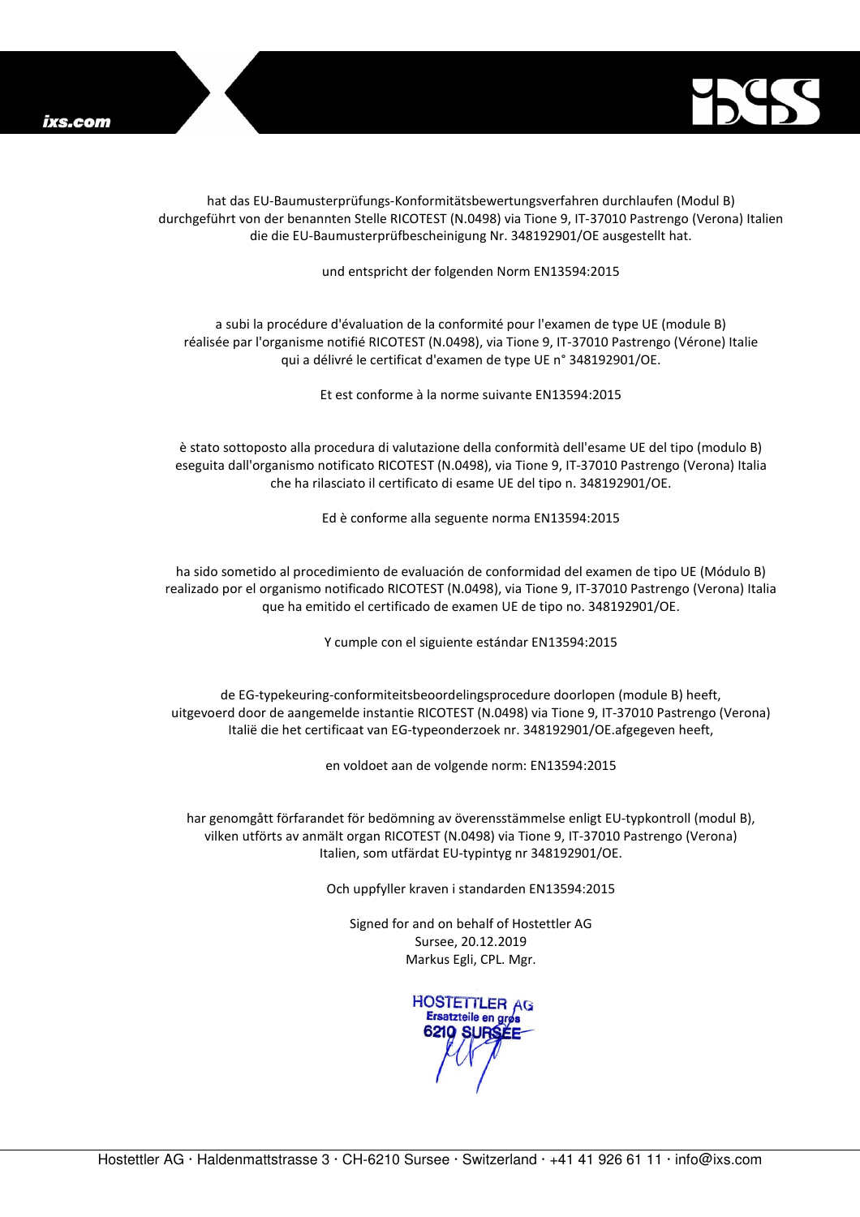hat das EU-Baumusterprüfungs-Konformitätsbewertungsverfahren durchlaufen (Modul B) durchgeführt von der benannten Stelle RICOTEST (N.0498) via Tione 9, IT-37010 Pastrengo (Verona) Italien die die EU-Baumusterprüfbescheinigung Nr. 348192901/OE ausgestellt hat.

und entspricht der folgenden Norm EN13594:2015

a subi la procédure d'évaluation de la conformité pour l'examen de type UE (module B) réalisée par l'organisme notifié RICOTEST (N.0498), via Tione 9, IT-37010 Pastrengo (Vérone) Italie qui a délivré le certificat d'examen de type UE n° 348192901/OE.

Et est conforme à la norme suivante EN13594:2015

è stato sottoposto alla procedura di valutazione della conformità dell'esame UE del tipo (modulo B) eseguita dall'organismo notificato RICOTEST (N.0498), via Tione 9, IT-37010 Pastrengo (Verona) Italia che ha rilasciato il certificato di esame UE del tipo n. 348192901/OE.

Ed è conforme alla seguente norma EN13594:2015

ha sido sometido al procedimiento de evaluación de conformidad del examen de tipo UE (Módulo B) realizado por el organismo notificado RICOTEST (N.0498), via Tione 9, IT-37010 Pastrengo (Verona) Italia que ha emitido el certificado de examen UE de tipo no. 348192901/OE.

Y cumple con el siguiente estándar EN13594:2015

de EG-typekeuring-conformiteitsbeoordelingsprocedure doorlopen (module B) heeft, uitgevoerd door de aangemelde instantie RICOTEST (N.0498) via Tione 9, IT-37010 Pastrengo (Verona) Italië die het certificaat van EG-typeonderzoek nr. 348192901/OE.afgegeven heeft,

en voldoet aan de volgende norm: EN13594:2015

har genomgått förfarandet för bedömning av överensstämmelse enligt EU-typkontroll (modul B), vilken utförts av anmält organ RICOTEST (N.0498) via Tione 9, IT-37010 Pastrengo (Verona) Italien, som utfärdat EU-typintyg nr 348192901/OE.

Och uppfyller kraven i standarden EN13594:2015

Signed for and on behalf of Hostettler AG
Sursee, 20.12.2019
Markus Egli, CPL. Mgr.

HOSTETTLER AG
Ersatzteile en gros
6210 SURSEE

Hostettler AG · Haldenmattstrasse 3 · CH-6210 Sursee · Switzerland · +41 41 926 61 11 · info@ixs.com